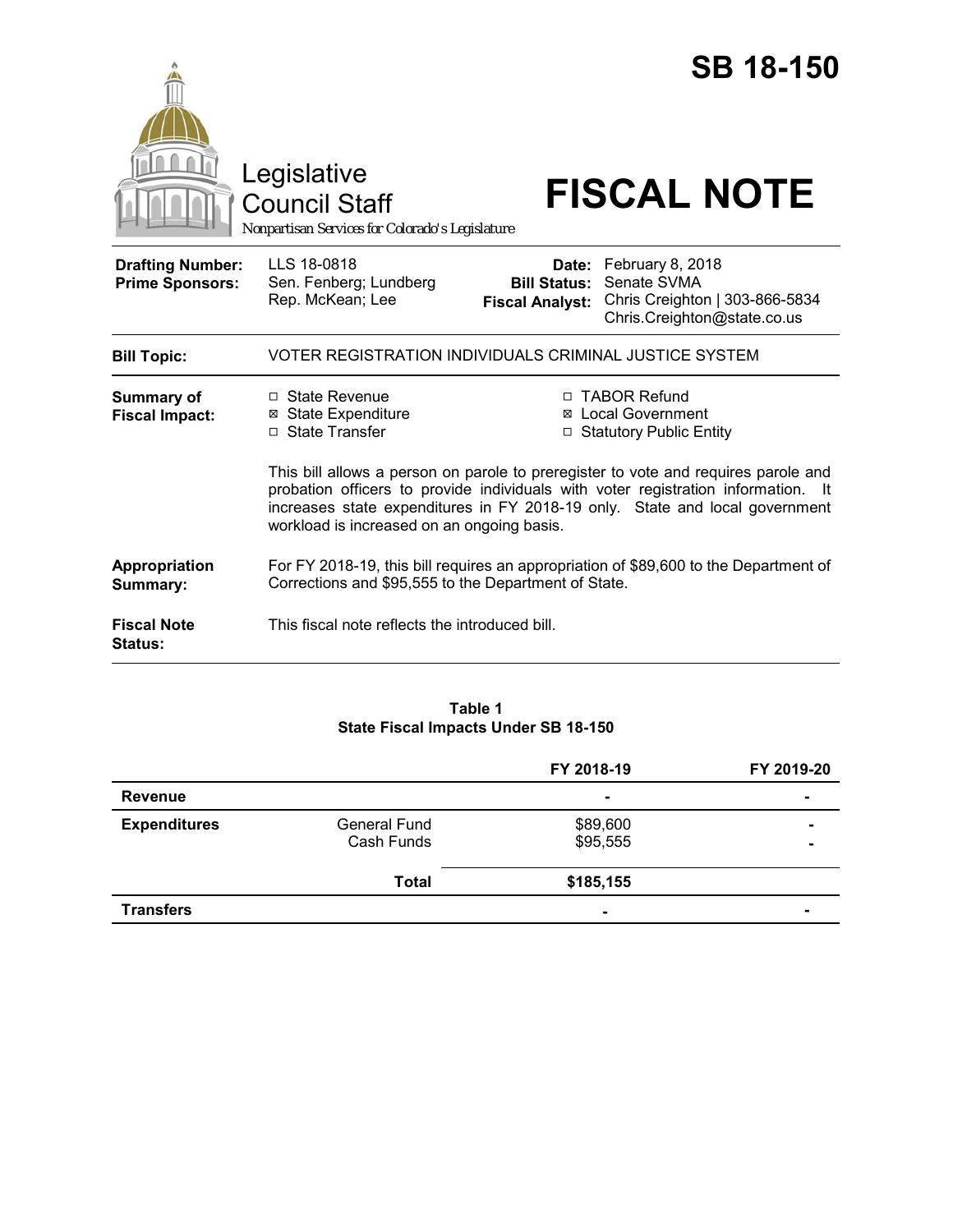# SB 18-150

Legislative Council Staff

*Nonpartisan Services for Colorado's Legislature*

# FISCAL NOTE

| | | | |
|---|---|---|---|
| **Drafting Number:** | LLS 18-0818 | **Date:** | February 8, 2018 |
| **Prime Sponsors:** | Sen. Fenberg; Lundberg<br>Rep. McKean; Lee | **Bill Status:** | Senate SVMA |
| | | **Fiscal Analyst:** | Chris Creighton \| 303-866-5834<br>Chris.Creighton@state.co.us |

| | |
|---|---|
| **Bill Topic:** | VOTER REGISTRATION INDIVIDUALS CRIMINAL JUSTICE SYSTEM |

**Summary of Fiscal Impact:**

- ☐ State Revenue
- ☒ State Expenditure
- ☐ State Transfer
- ☐ TABOR Refund
- ☒ Local Government
- ☐ Statutory Public Entity

This bill allows a person on parole to preregister to vote and requires parole and probation officers to provide individuals with voter registration information. It increases state expenditures in FY 2018-19 only. State and local government workload is increased on an ongoing basis.

**Appropriation Summary:** For FY 2018-19, this bill requires an appropriation of $89,600 to the Department of Corrections and $95,555 to the Department of State.

**Fiscal Note Status:** This fiscal note reflects the introduced bill.

**Table 1**
**State Fiscal Impacts Under SB 18-150**

| | | FY 2018-19 | FY 2019-20 |
|---|---|---|---|
| **Revenue** | | - | - |
| **Expenditures** | General Fund | $89,600 | - |
| | Cash Funds | $95,555 | - |
| | **Total** | **$185,155** | |
| **Transfers** | | - | - |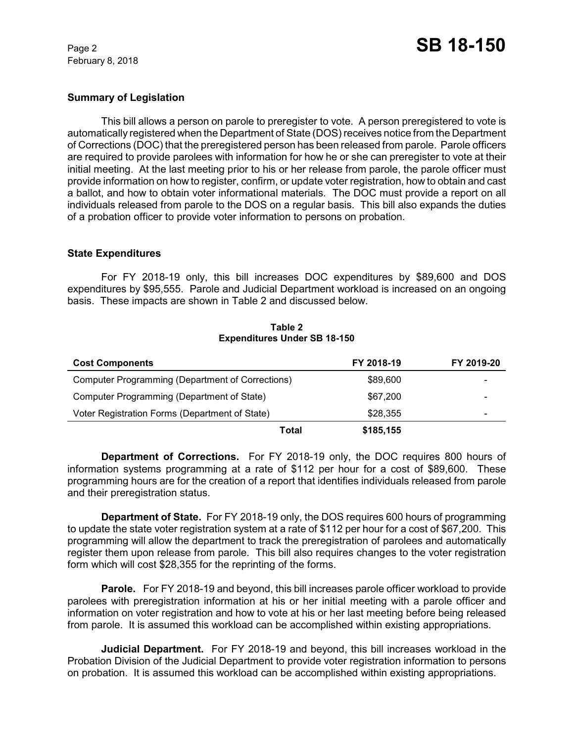## Summary of Legislation

This bill allows a person on parole to preregister to vote. A person preregistered to vote is automatically registered when the Department of State (DOS) receives notice from the Department of Corrections (DOC) that the preregistered person has been released from parole. Parole officers are required to provide parolees with information for how he or she can preregister to vote at their initial meeting. At the last meeting prior to his or her release from parole, the parole officer must provide information on how to register, confirm, or update voter registration, how to obtain and cast a ballot, and how to obtain voter informational materials. The DOC must provide a report on all individuals released from parole to the DOS on a regular basis. This bill also expands the duties of a probation officer to provide voter information to persons on probation.

## State Expenditures

For FY 2018-19 only, this bill increases DOC expenditures by $89,600 and DOS expenditures by $95,555. Parole and Judicial Department workload is increased on an ongoing basis. These impacts are shown in Table 2 and discussed below.

**Table 2**
**Expenditures Under SB 18-150**

| Cost Components | FY 2018-19 | FY 2019-20 |
|---|---|---|
| Computer Programming (Department of Corrections) | $89,600 | - |
| Computer Programming (Department of State) | $67,200 | - |
| Voter Registration Forms (Department of State) | $28,355 | - |
| **Total** | **$185,155** | |

**Department of Corrections.** For FY 2018-19 only, the DOC requires 800 hours of information systems programming at a rate of $112 per hour for a cost of $89,600. These programming hours are for the creation of a report that identifies individuals released from parole and their preregistration status.

**Department of State.** For FY 2018-19 only, the DOS requires 600 hours of programming to update the state voter registration system at a rate of $112 per hour for a cost of $67,200. This programming will allow the department to track the preregistration of parolees and automatically register them upon release from parole. This bill also requires changes to the voter registration form which will cost $28,355 for the reprinting of the forms.

**Parole.** For FY 2018-19 and beyond, this bill increases parole officer workload to provide parolees with preregistration information at his or her initial meeting with a parole officer and information on voter registration and how to vote at his or her last meeting before being released from parole. It is assumed this workload can be accomplished within existing appropriations.

**Judicial Department.** For FY 2018-19 and beyond, this bill increases workload in the Probation Division of the Judicial Department to provide voter registration information to persons on probation. It is assumed this workload can be accomplished within existing appropriations.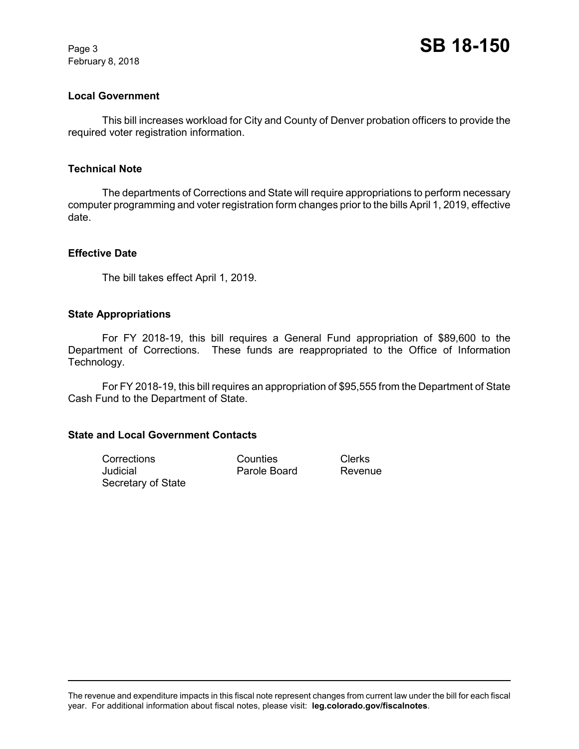### Local Government

This bill increases workload for City and County of Denver probation officers to provide the required voter registration information.

### Technical Note

The departments of Corrections and State will require appropriations to perform necessary computer programming and voter registration form changes prior to the bills April 1, 2019, effective date.

### Effective Date

The bill takes effect April 1, 2019.

### State Appropriations

For FY 2018-19, this bill requires a General Fund appropriation of $89,600 to the Department of Corrections. These funds are reappropriated to the Office of Information Technology.

For FY 2018-19, this bill requires an appropriation of $95,555 from the Department of State Cash Fund to the Department of State.

### State and Local Government Contacts

| | | |
|---|---|---|
| Corrections | Counties | Clerks |
| Judicial | Parole Board | Revenue |
| Secretary of State | | |

The revenue and expenditure impacts in this fiscal note represent changes from current law under the bill for each fiscal year. For additional information about fiscal notes, please visit: **leg.colorado.gov/fiscalnotes**.